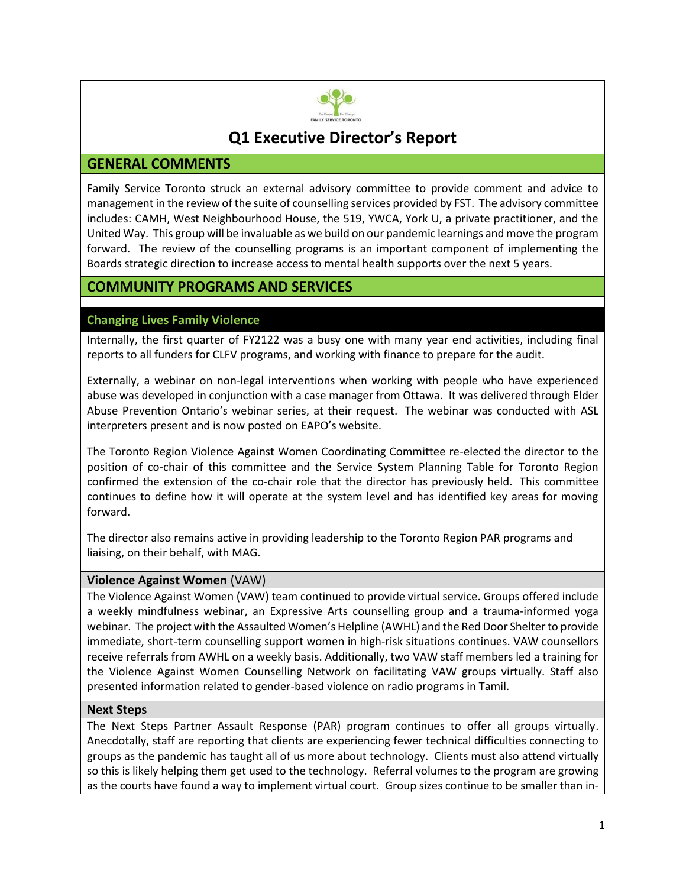# Q1 Executive Director's Report

## GENERAL COMMENTS

Family Service Toronto struck an external advisory committee to provide comment and advice to management in the review of the suite of counselling services provided by FST. The advisory committee includes: CAMH, West Neighbourhood House, the 519, YWCA, York U, a private practitioner, and the United Way. This group will be invaluable as we build on our pandemic learnings and move the program forward. The review of the counselling programs is an important component of implementing the Boards strategic direction to increase access to mental health supports over the next 5 years.

## COMMUNITY PROGRAMS AND SERVICES

### Changing Lives Family Violence

Internally, the first quarter of FY2122 was a busy one with many year end activities, including final reports to all funders for CLFV programs, and working with finance to prepare for the audit.

Externally, a webinar on non-legal interventions when working with people who have experienced abuse was developed in conjunction with a case manager from Ottawa. It was delivered through Elder Abuse Prevention Ontario's webinar series, at their request. The webinar was conducted with ASL interpreters present and is now posted on EAPO's website.

The Toronto Region Violence Against Women Coordinating Committee re-elected the director to the position of co-chair of this committee and the Service System Planning Table for Toronto Region confirmed the extension of the co-chair role that the director has previously held. This committee continues to define how it will operate at the system level and has identified key areas for moving forward.

The director also remains active in providing leadership to the Toronto Region PAR programs and liaising, on their behalf, with MAG.

#### Violence Against Women (VAW)

The Violence Against Women (VAW) team continued to provide virtual service. Groups offered include a weekly mindfulness webinar, an Expressive Arts counselling group and a trauma-informed yoga webinar. The project with the Assaulted Women's Helpline (AWHL) and the Red Door Shelter to provide immediate, short-term counselling support women in high-risk situations continues. VAW counsellors receive referrals from AWHL on a weekly basis. Additionally, two VAW staff members led a training for the Violence Against Women Counselling Network on facilitating VAW groups virtually. Staff also presented information related to gender-based violence on radio programs in Tamil.

#### Next Steps

The Next Steps Partner Assault Response (PAR) program continues to offer all groups virtually. Anecdotally, staff are reporting that clients are experiencing fewer technical difficulties connecting to groups as the pandemic has taught all of us more about technology. Clients must also attend virtually so this is likely helping them get used to the technology. Referral volumes to the program are growing as the courts have found a way to implement virtual court. Group sizes continue to be smaller than in-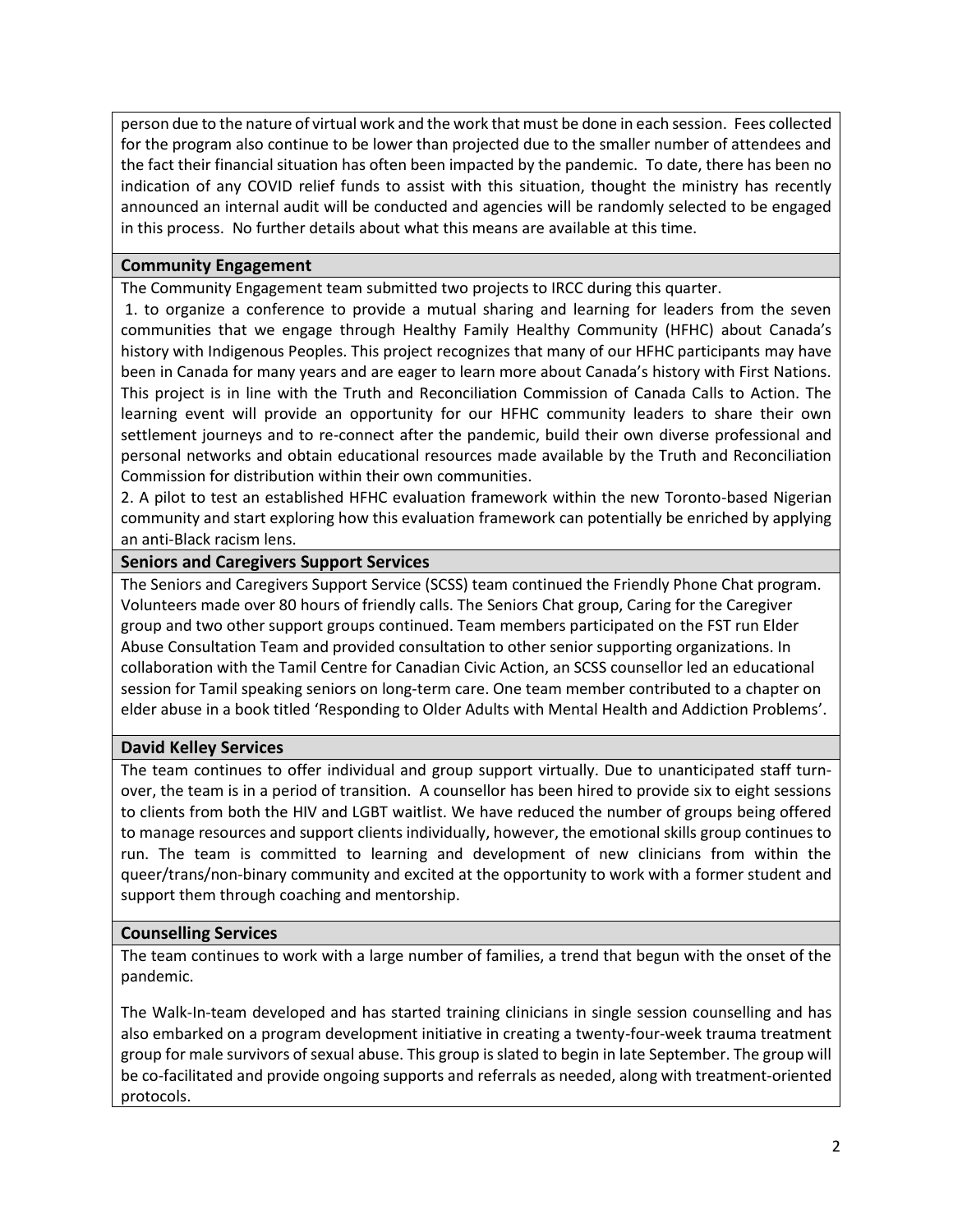person due to the nature of virtual work and the work that must be done in each session. Fees collected for the program also continue to be lower than projected due to the smaller number of attendees and the fact their financial situation has often been impacted by the pandemic. To date, there has been no indication of any COVID relief funds to assist with this situation, thought the ministry has recently announced an internal audit will be conducted and agencies will be randomly selected to be engaged in this process. No further details about what this means are available at this time.

## Community Engagement

The Community Engagement team submitted two projects to IRCC during this quarter.

1. to organize a conference to provide a mutual sharing and learning for leaders from the seven communities that we engage through Healthy Family Healthy Community (HFHC) about Canada's history with Indigenous Peoples. This project recognizes that many of our HFHC participants may have been in Canada for many years and are eager to learn more about Canada's history with First Nations. This project is in line with the Truth and Reconciliation Commission of Canada Calls to Action. The learning event will provide an opportunity for our HFHC community leaders to share their own settlement journeys and to re-connect after the pandemic, build their own diverse professional and personal networks and obtain educational resources made available by the Truth and Reconciliation Commission for distribution within their own communities.
2. A pilot to test an established HFHC evaluation framework within the new Toronto-based Nigerian community and start exploring how this evaluation framework can potentially be enriched by applying an anti-Black racism lens.

## Seniors and Caregivers Support Services

The Seniors and Caregivers Support Service (SCSS) team continued the Friendly Phone Chat program. Volunteers made over 80 hours of friendly calls. The Seniors Chat group, Caring for the Caregiver group and two other support groups continued. Team members participated on the FST run Elder Abuse Consultation Team and provided consultation to other senior supporting organizations. In collaboration with the Tamil Centre for Canadian Civic Action, an SCSS counsellor led an educational session for Tamil speaking seniors on long-term care. One team member contributed to a chapter on elder abuse in a book titled 'Responding to Older Adults with Mental Health and Addiction Problems'.

## David Kelley Services

The team continues to offer individual and group support virtually. Due to unanticipated staff turn-over, the team is in a period of transition. A counsellor has been hired to provide six to eight sessions to clients from both the HIV and LGBT waitlist. We have reduced the number of groups being offered to manage resources and support clients individually, however, the emotional skills group continues to run. The team is committed to learning and development of new clinicians from within the queer/trans/non-binary community and excited at the opportunity to work with a former student and support them through coaching and mentorship.

## Counselling Services

The team continues to work with a large number of families, a trend that begun with the onset of the pandemic.

The Walk-In-team developed and has started training clinicians in single session counselling and has also embarked on a program development initiative in creating a twenty-four-week trauma treatment group for male survivors of sexual abuse. This group is slated to begin in late September. The group will be co-facilitated and provide ongoing supports and referrals as needed, along with treatment-oriented protocols.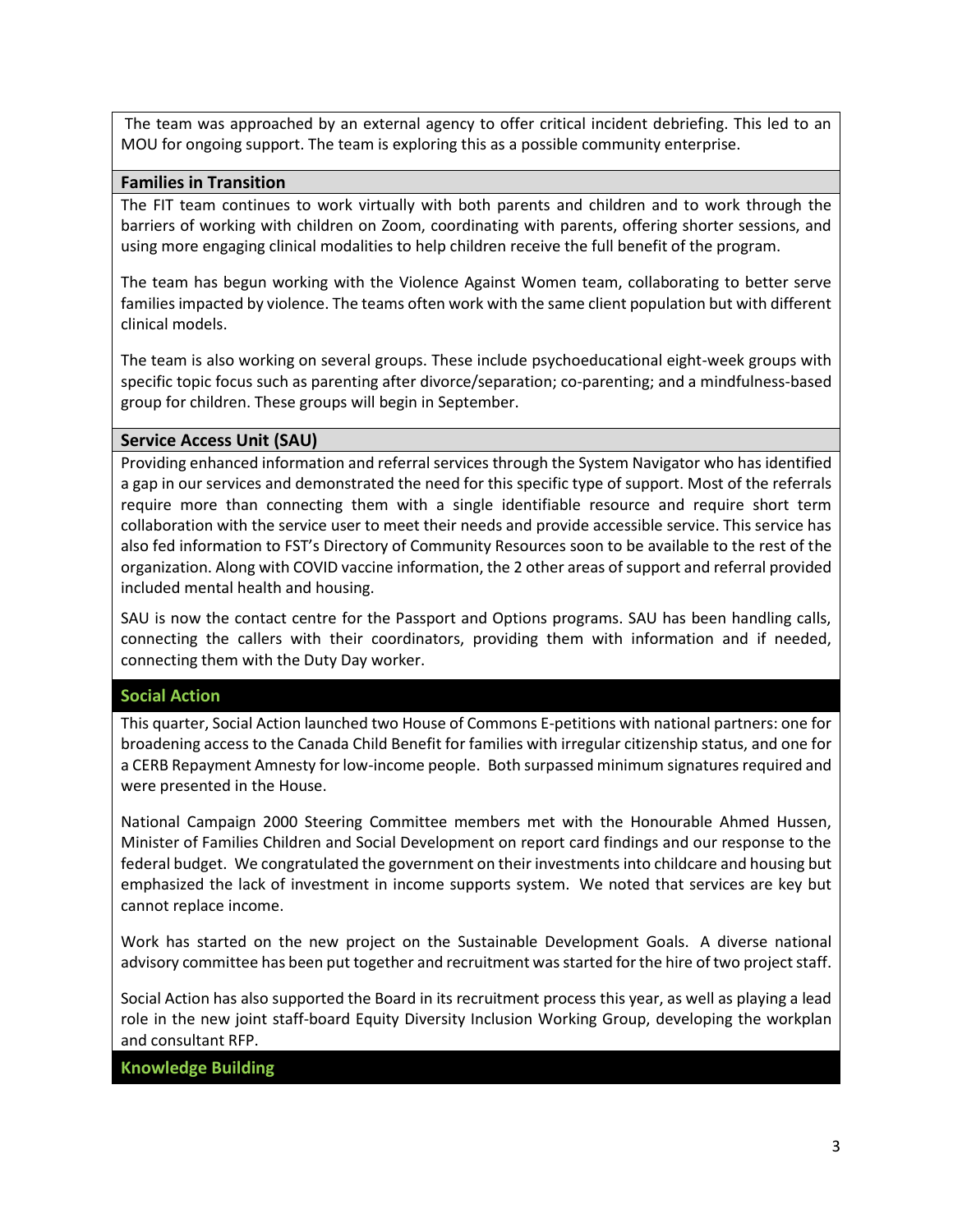The team was approached by an external agency to offer critical incident debriefing. This led to an MOU for ongoing support. The team is exploring this as a possible community enterprise.

### Families in Transition

The FIT team continues to work virtually with both parents and children and to work through the barriers of working with children on Zoom, coordinating with parents, offering shorter sessions, and using more engaging clinical modalities to help children receive the full benefit of the program.

The team has begun working with the Violence Against Women team, collaborating to better serve families impacted by violence. The teams often work with the same client population but with different clinical models.

The team is also working on several groups. These include psychoeducational eight-week groups with specific topic focus such as parenting after divorce/separation; co-parenting; and a mindfulness-based group for children. These groups will begin in September.

### Service Access Unit (SAU)

Providing enhanced information and referral services through the System Navigator who has identified a gap in our services and demonstrated the need for this specific type of support. Most of the referrals require more than connecting them with a single identifiable resource and require short term collaboration with the service user to meet their needs and provide accessible service. This service has also fed information to FST's Directory of Community Resources soon to be available to the rest of the organization. Along with COVID vaccine information, the 2 other areas of support and referral provided included mental health and housing.

SAU is now the contact centre for the Passport and Options programs. SAU has been handling calls, connecting the callers with their coordinators, providing them with information and if needed, connecting them with the Duty Day worker.

## Social Action

This quarter, Social Action launched two House of Commons E-petitions with national partners: one for broadening access to the Canada Child Benefit for families with irregular citizenship status, and one for a CERB Repayment Amnesty for low-income people. Both surpassed minimum signatures required and were presented in the House.

National Campaign 2000 Steering Committee members met with the Honourable Ahmed Hussen, Minister of Families Children and Social Development on report card findings and our response to the federal budget. We congratulated the government on their investments into childcare and housing but emphasized the lack of investment in income supports system. We noted that services are key but cannot replace income.

Work has started on the new project on the Sustainable Development Goals. A diverse national advisory committee has been put together and recruitment was started for the hire of two project staff.

Social Action has also supported the Board in its recruitment process this year, as well as playing a lead role in the new joint staff-board Equity Diversity Inclusion Working Group, developing the workplan and consultant RFP.

## Knowledge Building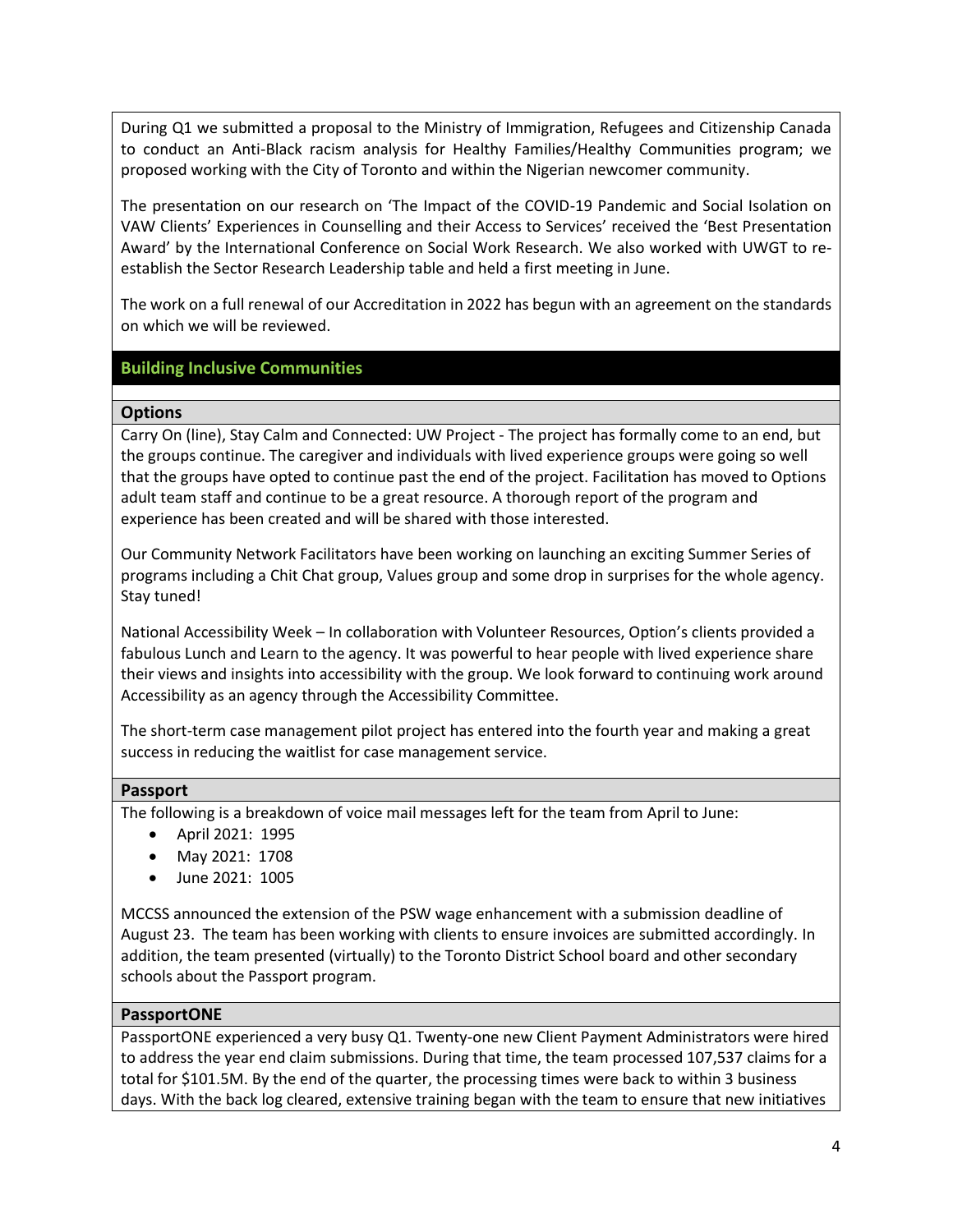During Q1 we submitted a proposal to the Ministry of Immigration, Refugees and Citizenship Canada to conduct an Anti-Black racism analysis for Healthy Families/Healthy Communities program; we proposed working with the City of Toronto and within the Nigerian newcomer community.

The presentation on our research on 'The Impact of the COVID-19 Pandemic and Social Isolation on VAW Clients' Experiences in Counselling and their Access to Services' received the 'Best Presentation Award' by the International Conference on Social Work Research. We also worked with UWGT to re-establish the Sector Research Leadership table and held a first meeting in June.

The work on a full renewal of our Accreditation in 2022 has begun with an agreement on the standards on which we will be reviewed.

## Building Inclusive Communities

### Options

Carry On (line), Stay Calm and Connected: UW Project - The project has formally come to an end, but the groups continue. The caregiver and individuals with lived experience groups were going so well that the groups have opted to continue past the end of the project. Facilitation has moved to Options adult team staff and continue to be a great resource. A thorough report of the program and experience has been created and will be shared with those interested.

Our Community Network Facilitators have been working on launching an exciting Summer Series of programs including a Chit Chat group, Values group and some drop in surprises for the whole agency. Stay tuned!

National Accessibility Week – In collaboration with Volunteer Resources, Option's clients provided a fabulous Lunch and Learn to the agency. It was powerful to hear people with lived experience share their views and insights into accessibility with the group. We look forward to continuing work around Accessibility as an agency through the Accessibility Committee.

The short-term case management pilot project has entered into the fourth year and making a great success in reducing the waitlist for case management service.

### Passport

The following is a breakdown of voice mail messages left for the team from April to June:

- April 2021: 1995
- May 2021: 1708
- June 2021: 1005

MCCSS announced the extension of the PSW wage enhancement with a submission deadline of August 23. The team has been working with clients to ensure invoices are submitted accordingly. In addition, the team presented (virtually) to the Toronto District School board and other secondary schools about the Passport program.

### PassportONE

PassportONE experienced a very busy Q1. Twenty-one new Client Payment Administrators were hired to address the year end claim submissions. During that time, the team processed 107,537 claims for a total for $101.5M. By the end of the quarter, the processing times were back to within 3 business days. With the back log cleared, extensive training began with the team to ensure that new initiatives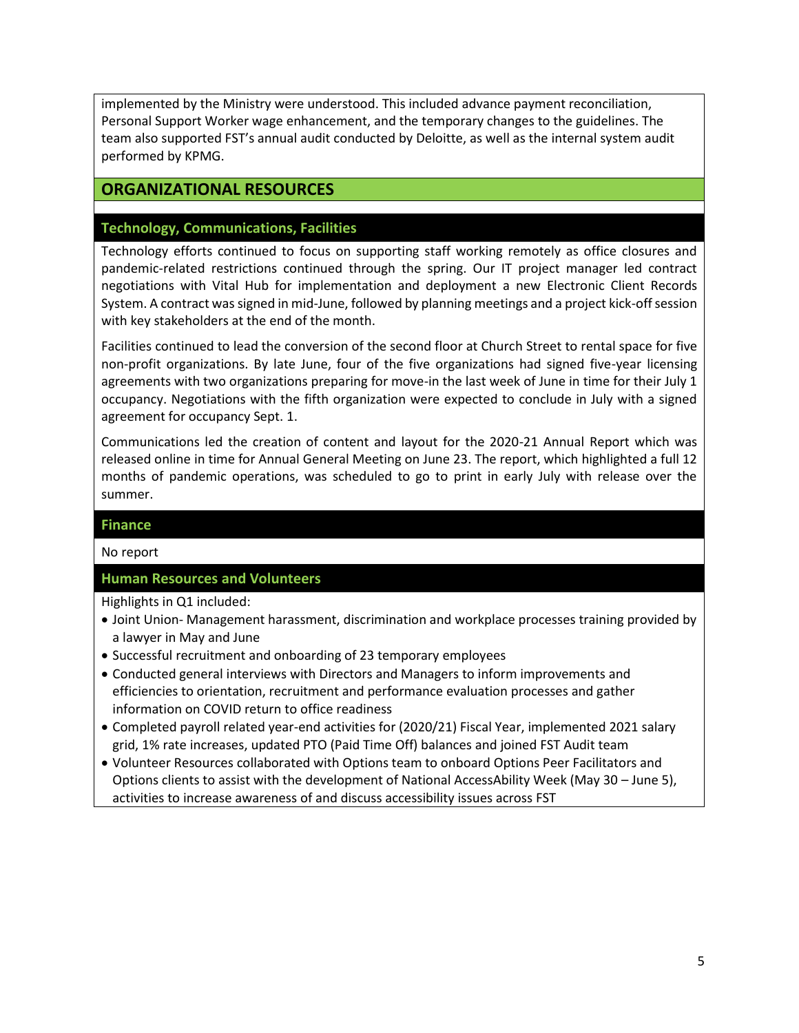implemented by the Ministry were understood. This included advance payment reconciliation, Personal Support Worker wage enhancement, and the temporary changes to the guidelines. The team also supported FST's annual audit conducted by Deloitte, as well as the internal system audit performed by KPMG.

## ORGANIZATIONAL RESOURCES

### Technology, Communications, Facilities

Technology efforts continued to focus on supporting staff working remotely as office closures and pandemic-related restrictions continued through the spring. Our IT project manager led contract negotiations with Vital Hub for implementation and deployment a new Electronic Client Records System. A contract was signed in mid-June, followed by planning meetings and a project kick-off session with key stakeholders at the end of the month.

Facilities continued to lead the conversion of the second floor at Church Street to rental space for five non-profit organizations. By late June, four of the five organizations had signed five-year licensing agreements with two organizations preparing for move-in the last week of June in time for their July 1 occupancy. Negotiations with the fifth organization were expected to conclude in July with a signed agreement for occupancy Sept. 1.

Communications led the creation of content and layout for the 2020-21 Annual Report which was released online in time for Annual General Meeting on June 23. The report, which highlighted a full 12 months of pandemic operations, was scheduled to go to print in early July with release over the summer.

### Finance

No report

### Human Resources and Volunteers

Highlights in Q1 included:

- Joint Union- Management harassment, discrimination and workplace processes training provided by a lawyer in May and June
- Successful recruitment and onboarding of 23 temporary employees
- Conducted general interviews with Directors and Managers to inform improvements and efficiencies to orientation, recruitment and performance evaluation processes and gather information on COVID return to office readiness
- Completed payroll related year-end activities for (2020/21) Fiscal Year, implemented 2021 salary grid, 1% rate increases, updated PTO (Paid Time Off) balances and joined FST Audit team
- Volunteer Resources collaborated with Options team to onboard Options Peer Facilitators and Options clients to assist with the development of National AccessAbility Week (May 30 – June 5), activities to increase awareness of and discuss accessibility issues across FST